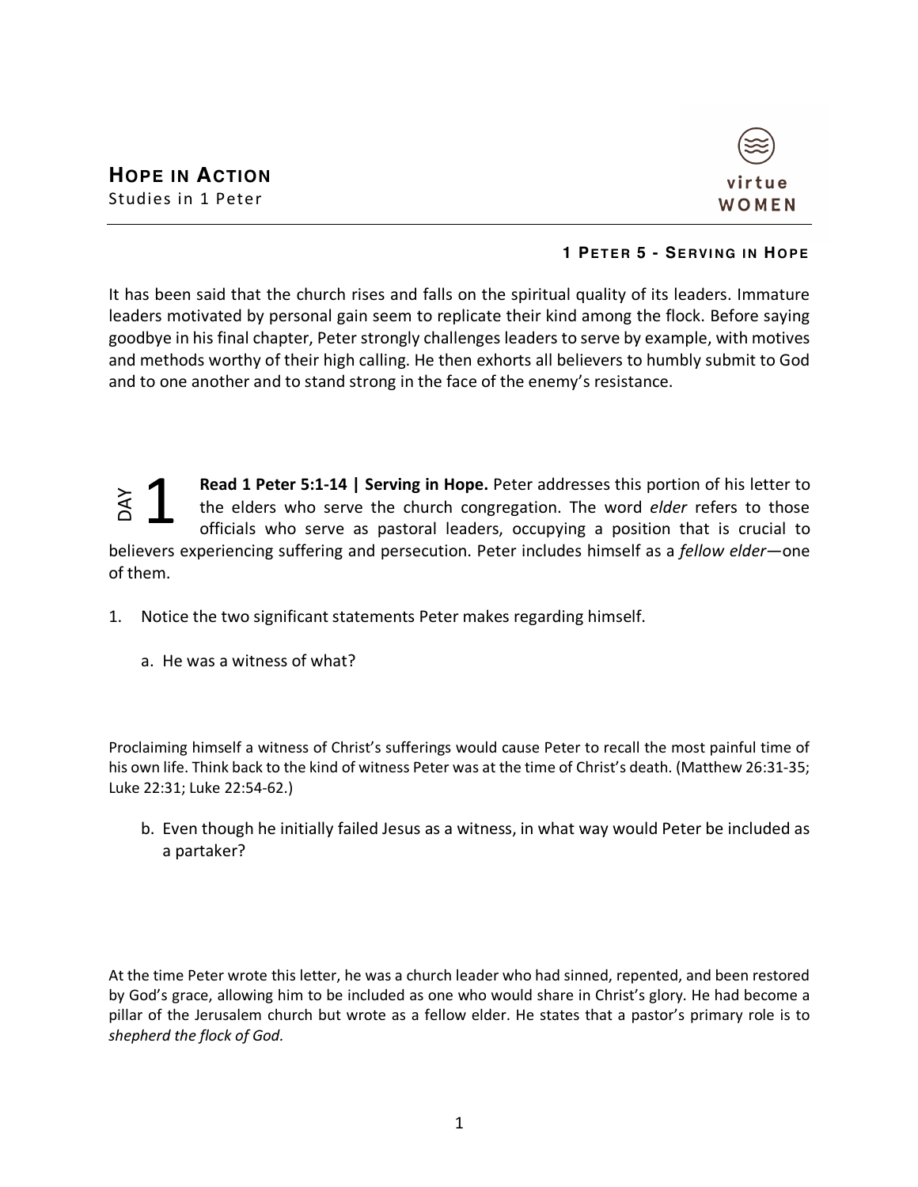## HOPE IN ACTION

Studies in 1 Peter

virtue WOMEN

### 1 PETER 5 - SERVING IN HOPE

It has been said that the church rises and falls on the spiritual quality of its leaders. Immature leaders motivated by personal gain seem to replicate their kind among the flock. Before saying goodbye in his final chapter, Peter strongly challenges leaders to serve by example, with motives and methods worthy of their high calling. He then exhorts all believers to humbly submit to God and to one another and to stand strong in the face of the enemy's resistance.

DAY 1

**Read 1 Peter 5:1-14 | Serving in Hope.** Peter addresses this portion of his letter to the elders who serve the church congregation. The word *elder* refers to those officials who serve as pastoral leaders, occupying a position that is crucial to believers experiencing suffering and persecution. Peter includes himself as a *fellow elder*—one of them.

1. Notice the two significant statements Peter makes regarding himself.

   a. He was a witness of what?

Proclaiming himself a witness of Christ's sufferings would cause Peter to recall the most painful time of his own life. Think back to the kind of witness Peter was at the time of Christ's death. (Matthew 26:31-35; Luke 22:31; Luke 22:54-62.)

   b. Even though he initially failed Jesus as a witness, in what way would Peter be included as a partaker?

At the time Peter wrote this letter, he was a church leader who had sinned, repented, and been restored by God's grace, allowing him to be included as one who would share in Christ's glory. He had become a pillar of the Jerusalem church but wrote as a fellow elder. He states that a pastor's primary role is to *shepherd the flock of God.*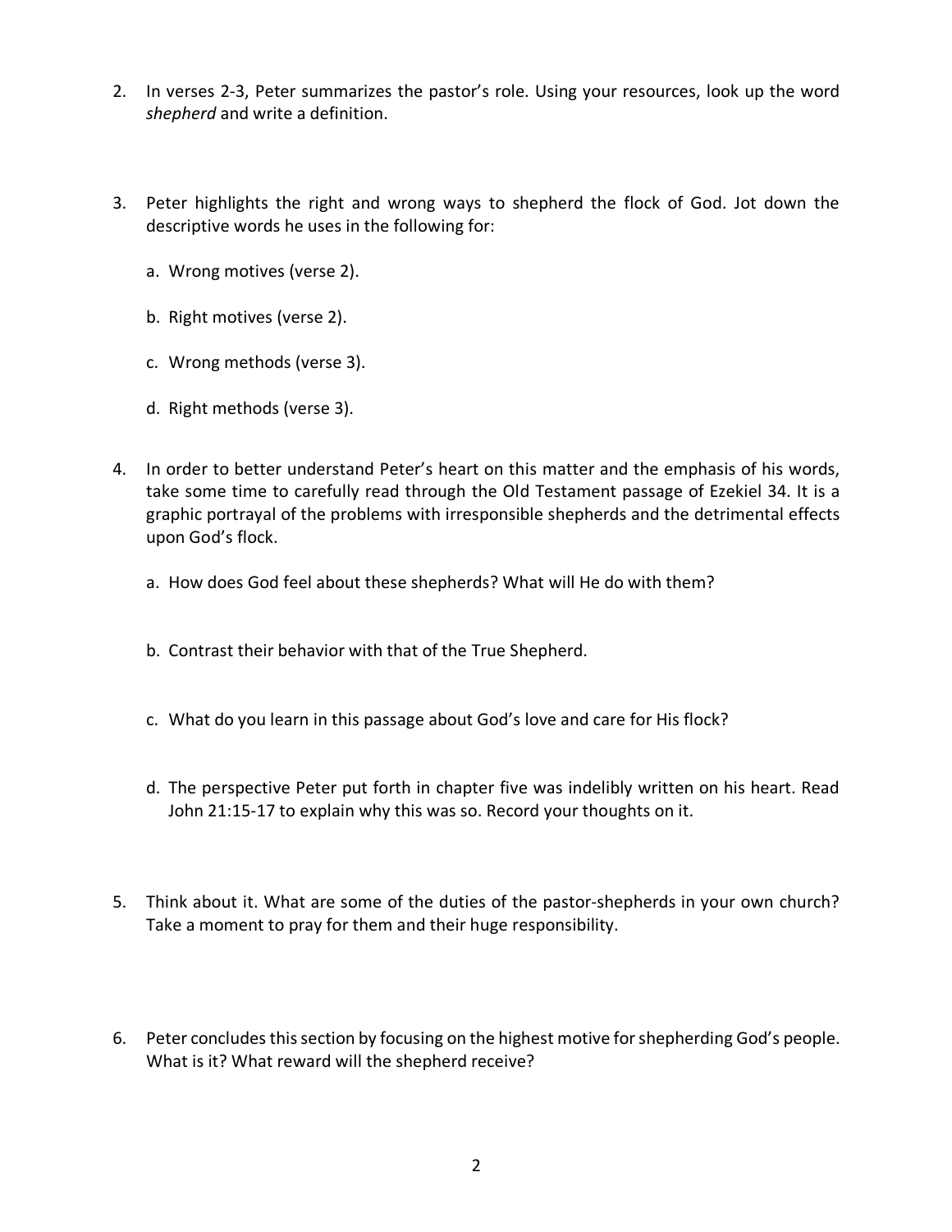2. In verses 2-3, Peter summarizes the pastor's role. Using your resources, look up the word *shepherd* and write a definition.

3. Peter highlights the right and wrong ways to shepherd the flock of God. Jot down the descriptive words he uses in the following for:

   a. Wrong motives (verse 2).

   b. Right motives (verse 2).

   c. Wrong methods (verse 3).

   d. Right methods (verse 3).

4. In order to better understand Peter's heart on this matter and the emphasis of his words, take some time to carefully read through the Old Testament passage of Ezekiel 34. It is a graphic portrayal of the problems with irresponsible shepherds and the detrimental effects upon God's flock.

   a. How does God feel about these shepherds? What will He do with them?

   b. Contrast their behavior with that of the True Shepherd.

   c. What do you learn in this passage about God's love and care for His flock?

   d. The perspective Peter put forth in chapter five was indelibly written on his heart. Read John 21:15-17 to explain why this was so. Record your thoughts on it.

5. Think about it. What are some of the duties of the pastor-shepherds in your own church? Take a moment to pray for them and their huge responsibility.

6. Peter concludes this section by focusing on the highest motive for shepherding God's people. What is it? What reward will the shepherd receive?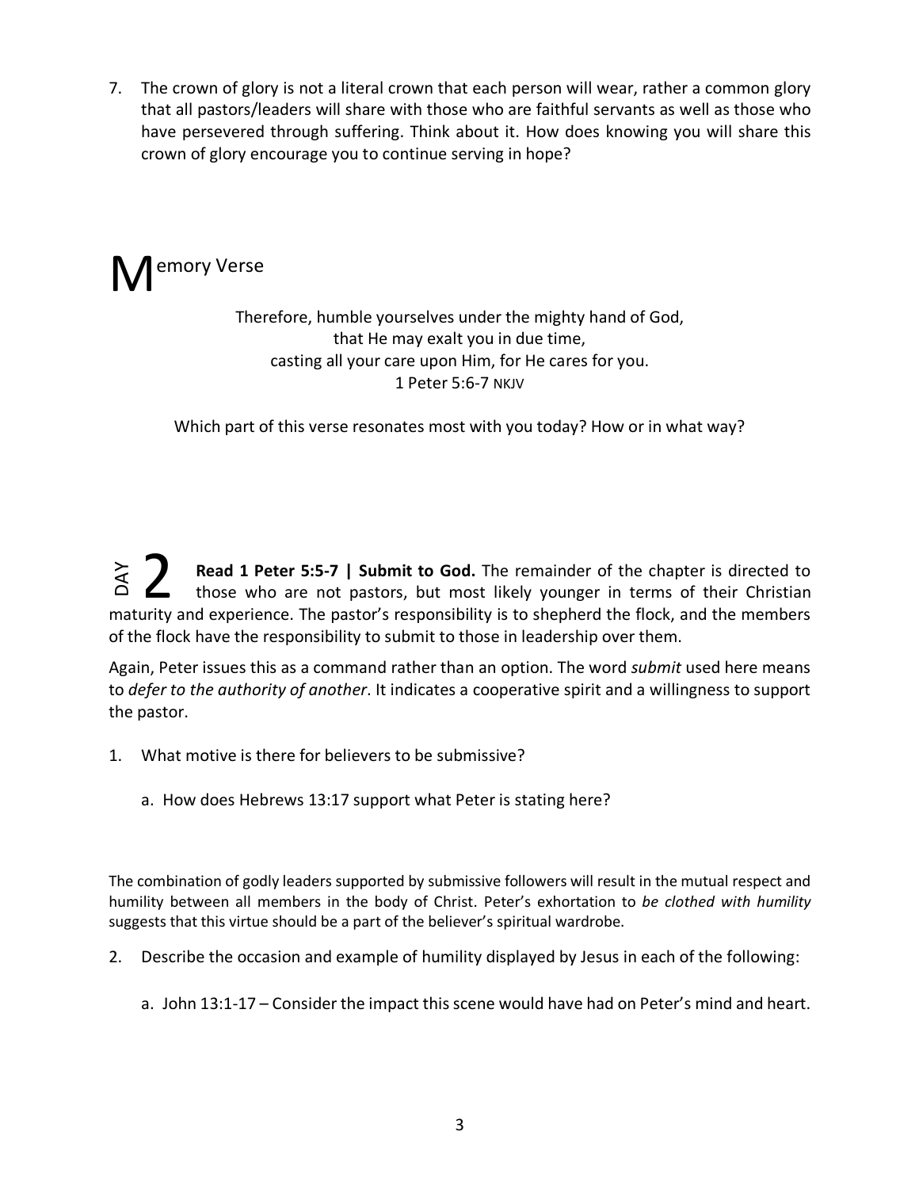7. The crown of glory is not a literal crown that each person will wear, rather a common glory that all pastors/leaders will share with those who are faithful servants as well as those who have persevered through suffering. Think about it. How does knowing you will share this crown of glory encourage you to continue serving in hope?

## Memory Verse

Therefore, humble yourselves under the mighty hand of God,
that He may exalt you in due time,
casting all your care upon Him, for He cares for you.
1 Peter 5:6-7 NKJV

Which part of this verse resonates most with you today? How or in what way?

## DAY 2

**Read 1 Peter 5:5-7 | Submit to God.** The remainder of the chapter is directed to those who are not pastors, but most likely younger in terms of their Christian maturity and experience. The pastor's responsibility is to shepherd the flock, and the members of the flock have the responsibility to submit to those in leadership over them.

Again, Peter issues this as a command rather than an option. The word *submit* used here means to *defer to the authority of another*. It indicates a cooperative spirit and a willingness to support the pastor.

1. What motive is there for believers to be submissive?

   a. How does Hebrews 13:17 support what Peter is stating here?

The combination of godly leaders supported by submissive followers will result in the mutual respect and humility between all members in the body of Christ. Peter's exhortation to *be clothed with humility* suggests that this virtue should be a part of the believer's spiritual wardrobe.

2. Describe the occasion and example of humility displayed by Jesus in each of the following:

   a. John 13:1-17 – Consider the impact this scene would have had on Peter's mind and heart.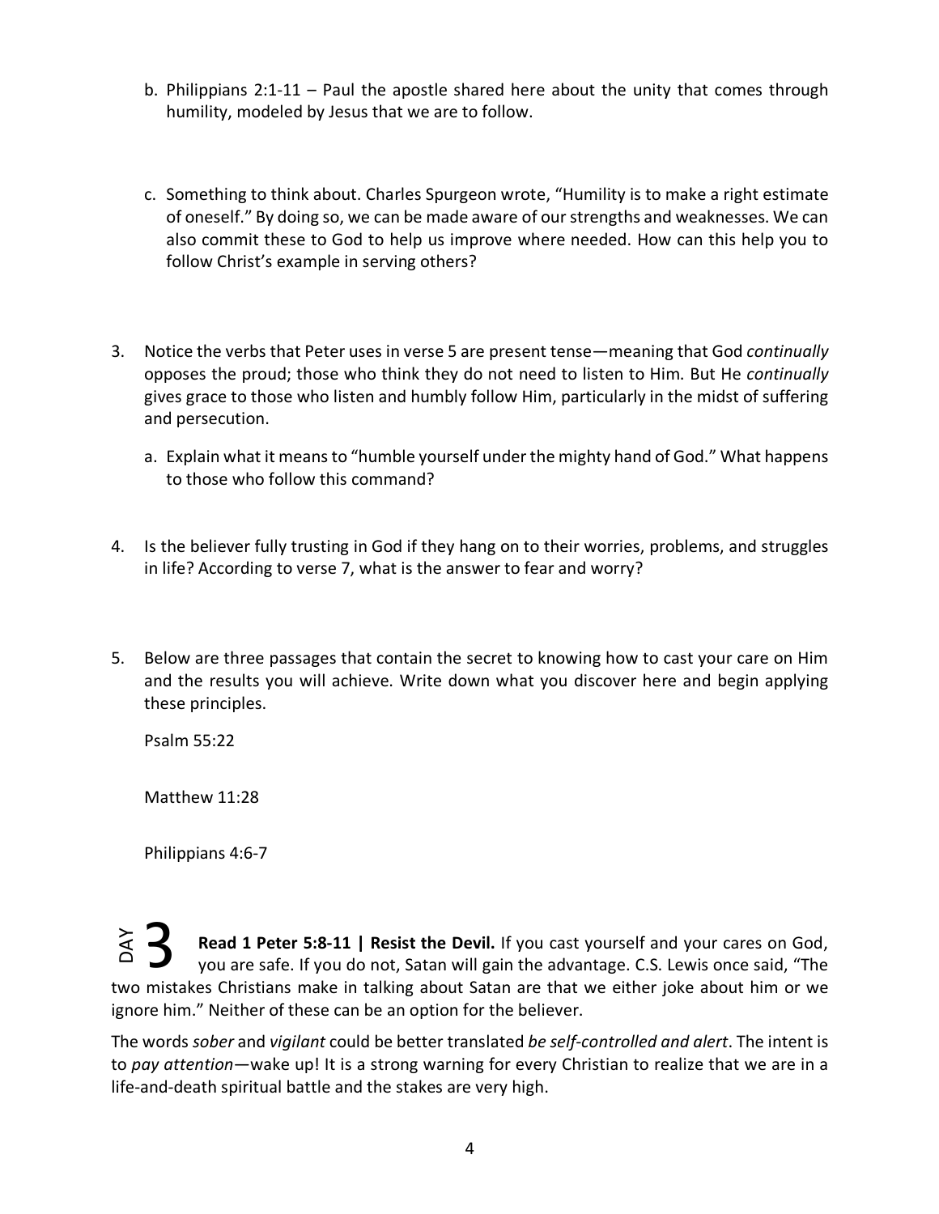b. Philippians 2:1-11 – Paul the apostle shared here about the unity that comes through humility, modeled by Jesus that we are to follow.

c. Something to think about. Charles Spurgeon wrote, "Humility is to make a right estimate of oneself." By doing so, we can be made aware of our strengths and weaknesses. We can also commit these to God to help us improve where needed. How can this help you to follow Christ's example in serving others?

3. Notice the verbs that Peter uses in verse 5 are present tense—meaning that God *continually* opposes the proud; those who think they do not need to listen to Him. But He *continually* gives grace to those who listen and humbly follow Him, particularly in the midst of suffering and persecution.

   a. Explain what it means to "humble yourself under the mighty hand of God." What happens to those who follow this command?

4. Is the believer fully trusting in God if they hang on to their worries, problems, and struggles in life? According to verse 7, what is the answer to fear and worry?

5. Below are three passages that contain the secret to knowing how to cast your care on Him and the results you will achieve. Write down what you discover here and begin applying these principles.

   Psalm 55:22

   Matthew 11:28

   Philippians 4:6-7

## DAY 3

**Read 1 Peter 5:8-11 | Resist the Devil.** If you cast yourself and your cares on God, you are safe. If you do not, Satan will gain the advantage. C.S. Lewis once said, "The two mistakes Christians make in talking about Satan are that we either joke about him or we ignore him." Neither of these can be an option for the believer.

The words *sober* and *vigilant* could be better translated *be self-controlled and alert*. The intent is to *pay attention*—wake up! It is a strong warning for every Christian to realize that we are in a life-and-death spiritual battle and the stakes are very high.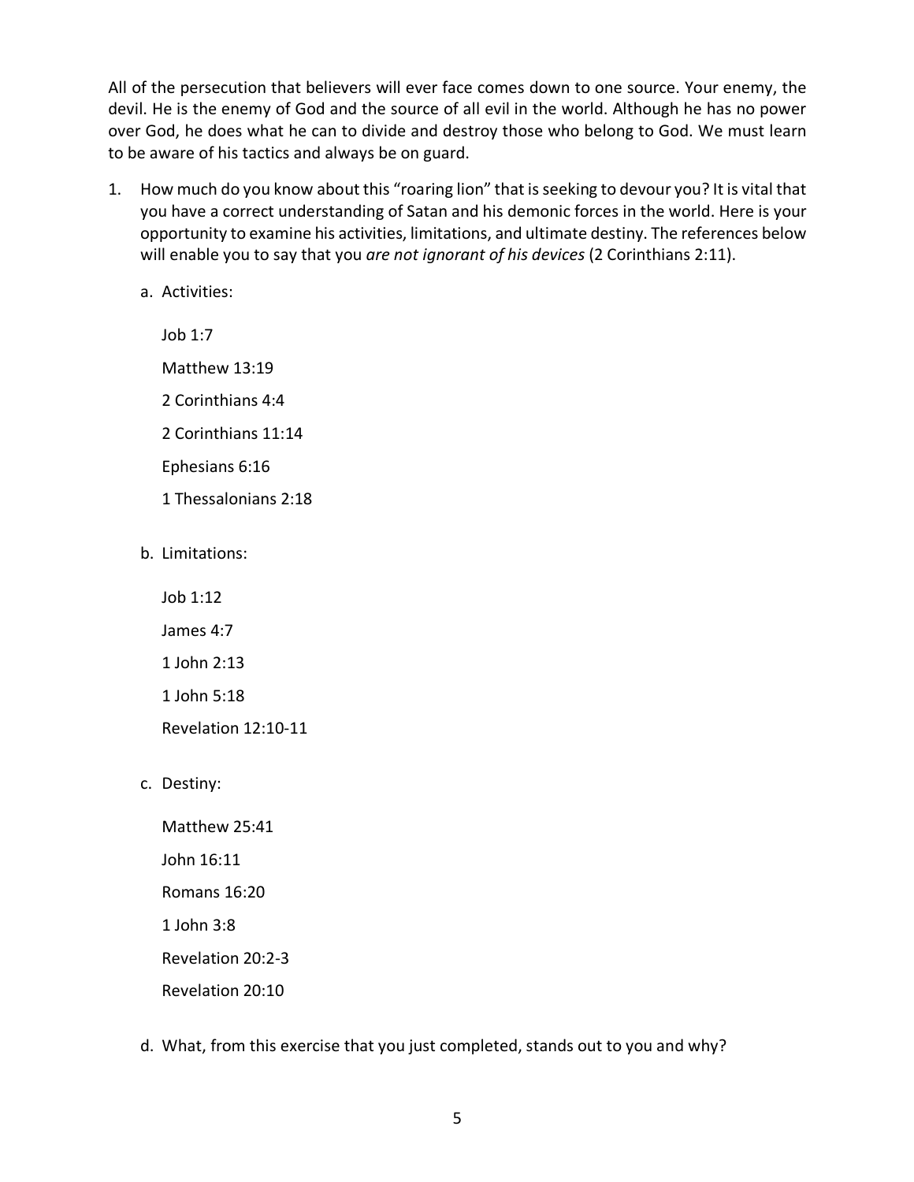All of the persecution that believers will ever face comes down to one source. Your enemy, the devil. He is the enemy of God and the source of all evil in the world. Although he has no power over God, he does what he can to divide and destroy those who belong to God. We must learn to be aware of his tactics and always be on guard.

1. How much do you know about this "roaring lion" that is seeking to devour you? It is vital that you have a correct understanding of Satan and his demonic forces in the world. Here is your opportunity to examine his activities, limitations, and ultimate destiny. The references below will enable you to say that you *are not ignorant of his devices* (2 Corinthians 2:11).

   a. Activities:

      Job 1:7

      Matthew 13:19

      2 Corinthians 4:4

      2 Corinthians 11:14

      Ephesians 6:16

      1 Thessalonians 2:18

   b. Limitations:

      Job 1:12

      James 4:7

      1 John 2:13

      1 John 5:18

      Revelation 12:10-11

   c. Destiny:

      Matthew 25:41

      John 16:11

      Romans 16:20

      1 John 3:8

      Revelation 20:2-3

      Revelation 20:10

   d. What, from this exercise that you just completed, stands out to you and why?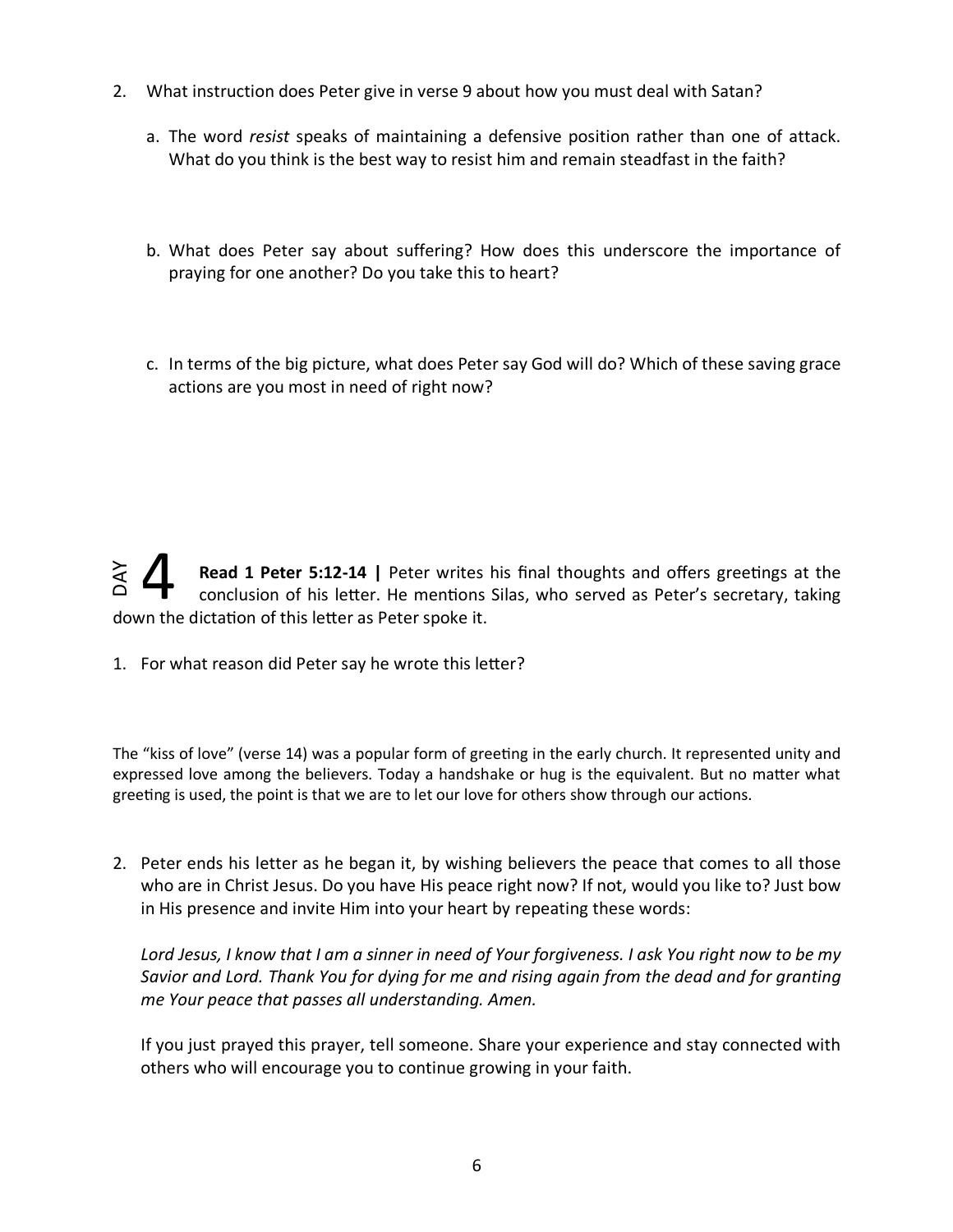2. What instruction does Peter give in verse 9 about how you must deal with Satan?

   a. The word *resist* speaks of maintaining a defensive position rather than one of attack. What do you think is the best way to resist him and remain steadfast in the faith?

   b. What does Peter say about suffering? How does this underscore the importance of praying for one another? Do you take this to heart?

   c. In terms of the big picture, what does Peter say God will do? Which of these saving grace actions are you most in need of right now?

## DAY 4

**Read 1 Peter 5:12-14 |** Peter writes his final thoughts and offers greetings at the conclusion of his letter. He mentions Silas, who served as Peter's secretary, taking down the dictation of this letter as Peter spoke it.

1. For what reason did Peter say he wrote this letter?

The "kiss of love" (verse 14) was a popular form of greeting in the early church. It represented unity and expressed love among the believers. Today a handshake or hug is the equivalent. But no matter what greeting is used, the point is that we are to let our love for others show through our actions.

2. Peter ends his letter as he began it, by wishing believers the peace that comes to all those who are in Christ Jesus. Do you have His peace right now? If not, would you like to? Just bow in His presence and invite Him into your heart by repeating these words:

   *Lord Jesus, I know that I am a sinner in need of Your forgiveness. I ask You right now to be my Savior and Lord. Thank You for dying for me and rising again from the dead and for granting me Your peace that passes all understanding. Amen.*

   If you just prayed this prayer, tell someone. Share your experience and stay connected with others who will encourage you to continue growing in your faith.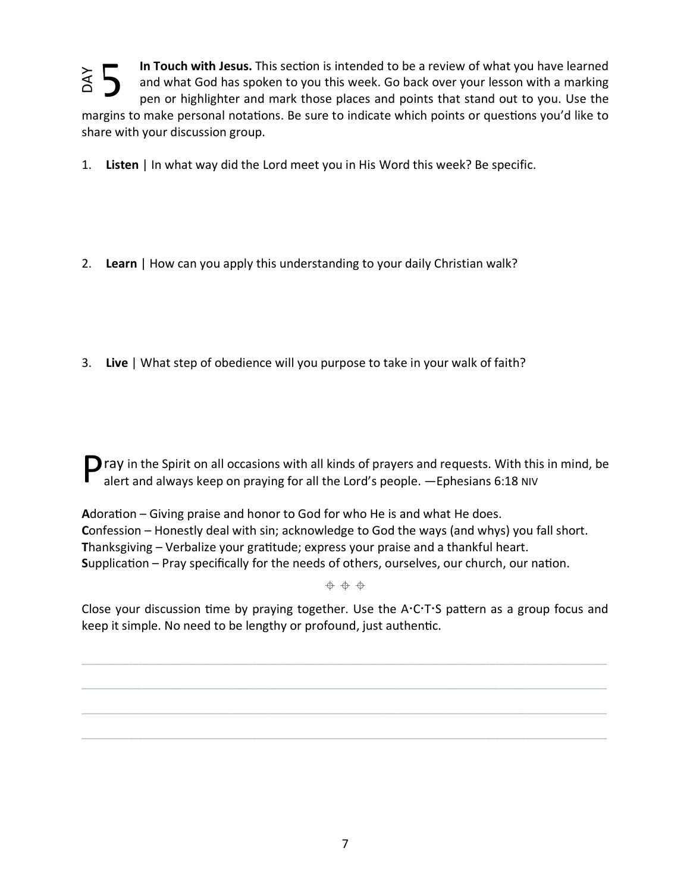## DAY 5

**In Touch with Jesus.** This section is intended to be a review of what you have learned and what God has spoken to you this week. Go back over your lesson with a marking pen or highlighter and mark those places and points that stand out to you. Use the margins to make personal notations. Be sure to indicate which points or questions you'd like to share with your discussion group.

1. **Listen** | In what way did the Lord meet you in His Word this week? Be specific.

2. **Learn** | How can you apply this understanding to your daily Christian walk?

3. **Live** | What step of obedience will you purpose to take in your walk of faith?

Pray in the Spirit on all occasions with all kinds of prayers and requests. With this in mind, be alert and always keep on praying for all the Lord's people. —Ephesians 6:18 NIV

**A**doration – Giving praise and honor to God for who He is and what He does.
**C**onfession – Honestly deal with sin; acknowledge to God the ways (and whys) you fall short.
**T**hanksgiving – Verbalize your gratitude; express your praise and a thankful heart.
**S**upplication – Pray specifically for the needs of others, ourselves, our church, our nation.

⌖ ⌖ ⌖

Close your discussion time by praying together. Use the A·C·T·S pattern as a group focus and keep it simple. No need to be lengthy or profound, just authentic.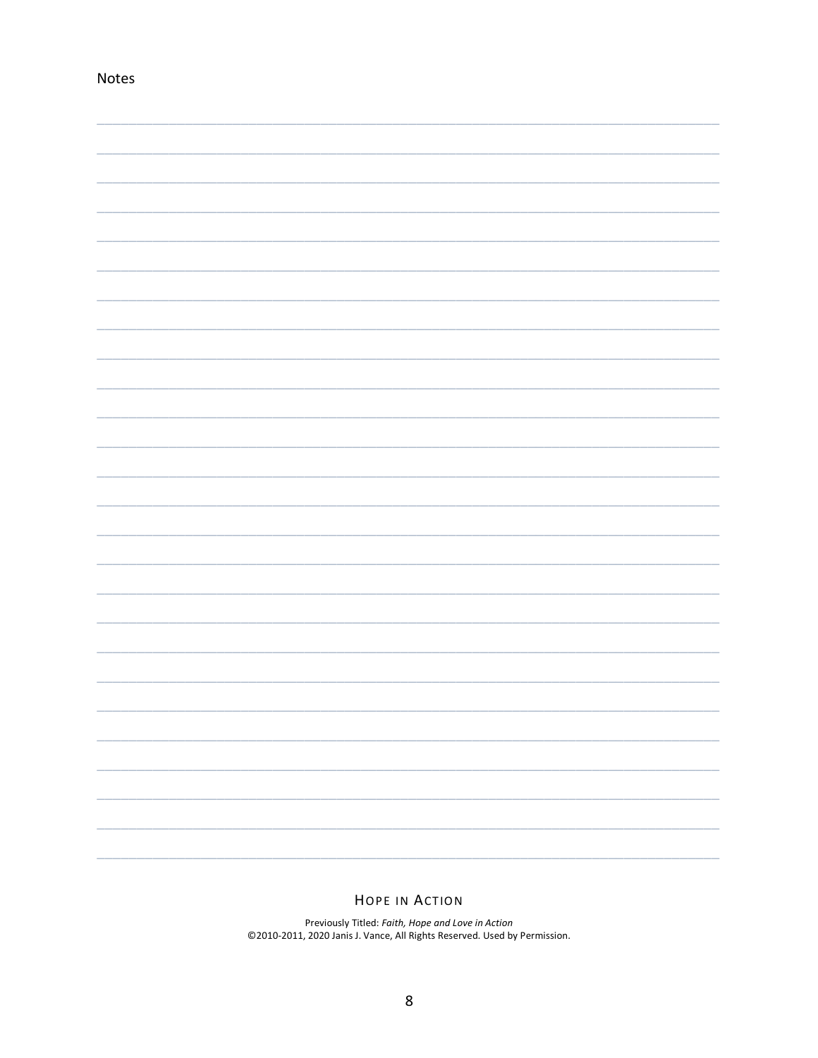Notes

HOPE IN ACTION

Previously Titled: *Faith, Hope and Love in Action*
©2010-2011, 2020 Janis J. Vance, All Rights Reserved. Used by Permission.